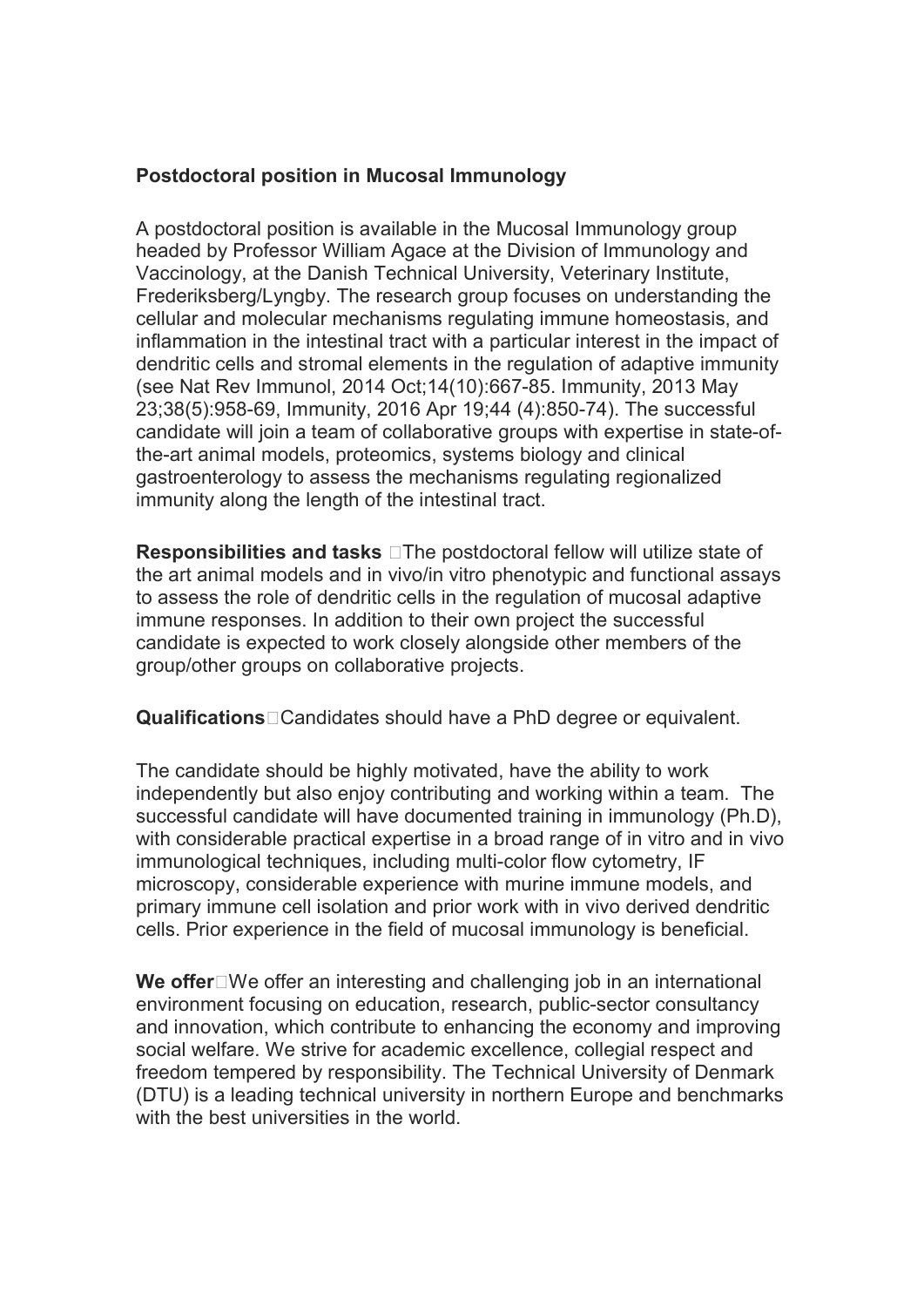**Postdoctoral position in Mucosal Immunology**

A postdoctoral position is available in the Mucosal Immunology group headed by Professor William Agace at the Division of Immunology and Vaccinology, at the Danish Technical University, Veterinary Institute, Frederiksberg/Lyngby. The research group focuses on understanding the cellular and molecular mechanisms regulating immune homeostasis, and inflammation in the intestinal tract with a particular interest in the impact of dendritic cells and stromal elements in the regulation of adaptive immunity (see Nat Rev Immunol, 2014 Oct;14(10):667-85. Immunity, 2013 May 23;38(5):958-69, Immunity, 2016 Apr 19;44 (4):850-74). The successful candidate will join a team of collaborative groups with expertise in state-of-the-art animal models, proteomics, systems biology and clinical gastroenterology to assess the mechanisms regulating regionalized immunity along the length of the intestinal tract.

**Responsibilities and tasks** The postdoctoral fellow will utilize state of the art animal models and in vivo/in vitro phenotypic and functional assays to assess the role of dendritic cells in the regulation of mucosal adaptive immune responses. In addition to their own project the successful candidate is expected to work closely alongside other members of the group/other groups on collaborative projects.

**Qualifications** Candidates should have a PhD degree or equivalent.

The candidate should be highly motivated, have the ability to work independently but also enjoy contributing and working within a team. The successful candidate will have documented training in immunology (Ph.D), with considerable practical expertise in a broad range of in vitro and in vivo immunological techniques, including multi-color flow cytometry, IF microscopy, considerable experience with murine immune models, and primary immune cell isolation and prior work with in vivo derived dendritic cells. Prior experience in the field of mucosal immunology is beneficial.

**We offer** We offer an interesting and challenging job in an international environment focusing on education, research, public-sector consultancy and innovation, which contribute to enhancing the economy and improving social welfare. We strive for academic excellence, collegial respect and freedom tempered by responsibility. The Technical University of Denmark (DTU) is a leading technical university in northern Europe and benchmarks with the best universities in the world.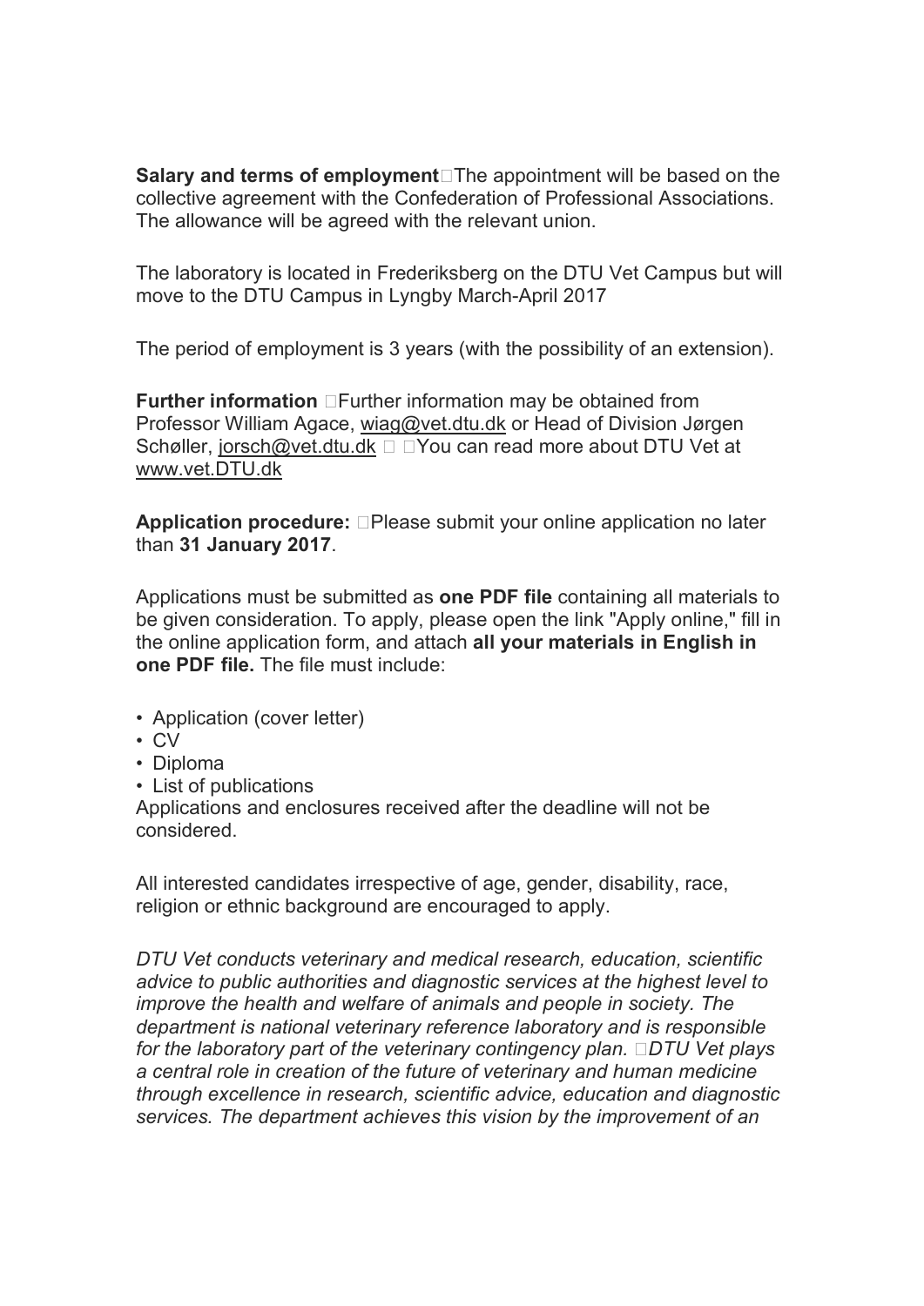**Salary and terms of employment** The appointment will be based on the collective agreement with the Confederation of Professional Associations. The allowance will be agreed with the relevant union.

The laboratory is located in Frederiksberg on the DTU Vet Campus but will move to the DTU Campus in Lyngby March-April 2017

The period of employment is 3 years (with the possibility of an extension).

**Further information** Further information may be obtained from Professor William Agace, wiag@vet.dtu.dk or Head of Division Jørgen Schøller, jorsch@vet.dtu.dk You can read more about DTU Vet at www.vet.DTU.dk

**Application procedure:** Please submit your online application no later than **31 January 2017**.

Applications must be submitted as **one PDF file** containing all materials to be given consideration. To apply, please open the link "Apply online," fill in the online application form, and attach **all your materials in English in one PDF file.** The file must include:

- Application (cover letter)
- CV
- Diploma
- List of publications

Applications and enclosures received after the deadline will not be considered.

All interested candidates irrespective of age, gender, disability, race, religion or ethnic background are encouraged to apply.

*DTU Vet conducts veterinary and medical research, education, scientific advice to public authorities and diagnostic services at the highest level to improve the health and welfare of animals and people in society. The department is national veterinary reference laboratory and is responsible for the laboratory part of the veterinary contingency plan. DTU Vet plays a central role in creation of the future of veterinary and human medicine through excellence in research, scientific advice, education and diagnostic services. The department achieves this vision by the improvement of an*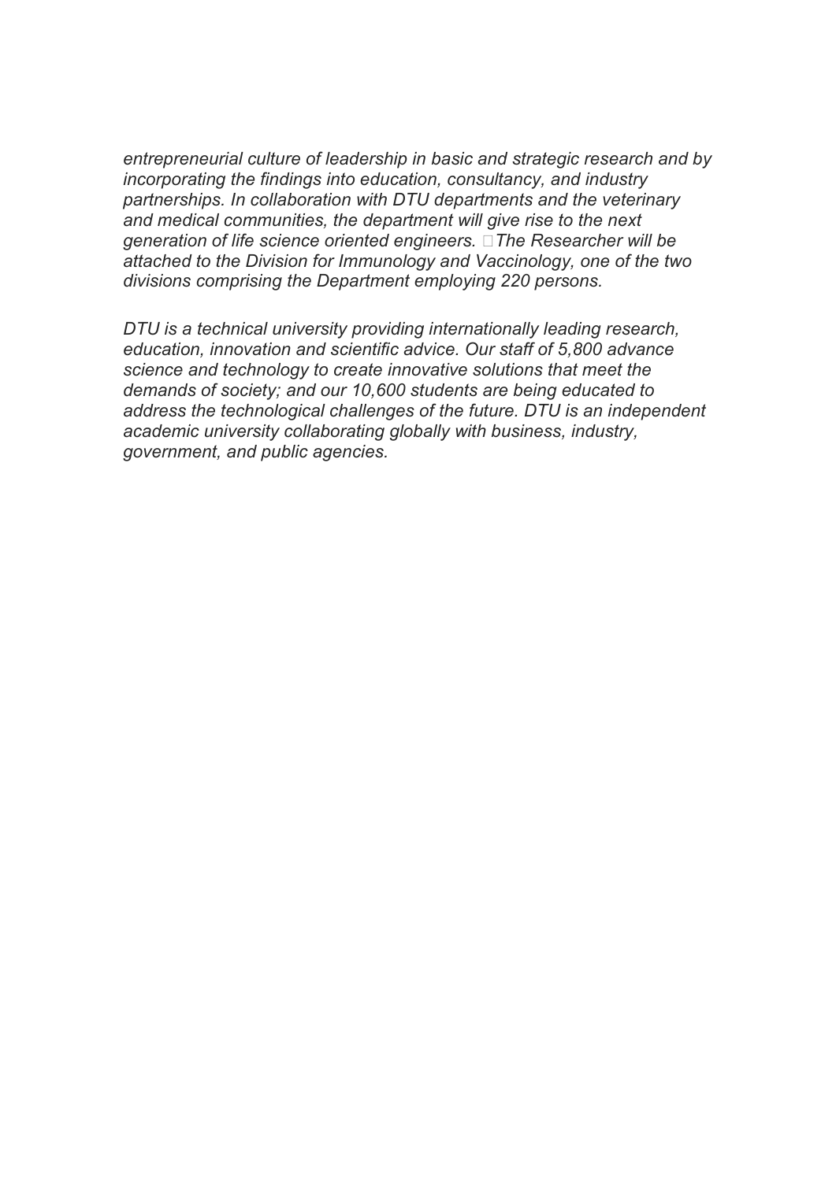*entrepreneurial culture of leadership in basic and strategic research and by incorporating the findings into education, consultancy, and industry partnerships. In collaboration with DTU departments and the veterinary and medical communities, the department will give rise to the next generation of life science oriented engineers. The Researcher will be attached to the Division for Immunology and Vaccinology, one of the two divisions comprising the Department employing 220 persons.*

*DTU is a technical university providing internationally leading research, education, innovation and scientific advice. Our staff of 5,800 advance science and technology to create innovative solutions that meet the demands of society; and our 10,600 students are being educated to address the technological challenges of the future. DTU is an independent academic university collaborating globally with business, industry, government, and public agencies.*